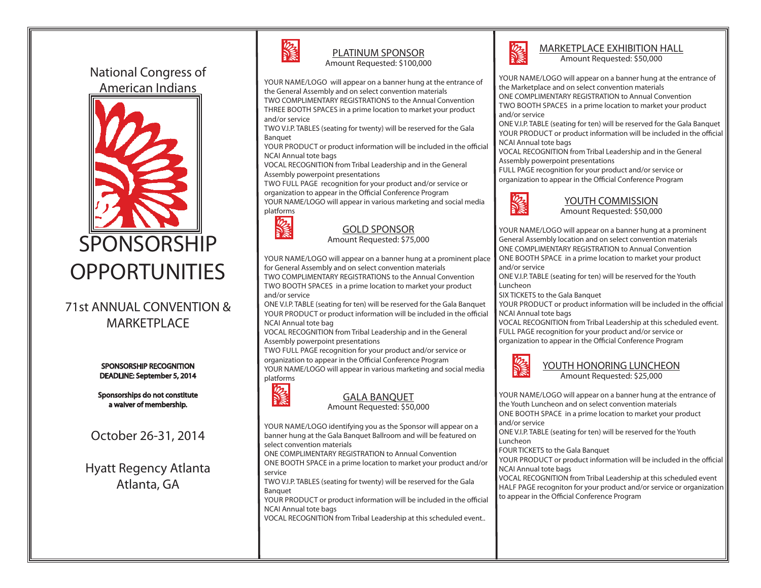National Congress of American Indians

# SPONSORSHIP OPPORTUNITIES

## 71st ANNUAL CONVENTION & MARKETPLACE

**SPONSORSHIP RECOGNITION DEADLINE: September 5, 2014**

**Sponsorships do not constitute a waiver of membership.**

October 26-31, 2014

Hyatt Regency Atlanta
Atlanta, GA

## PLATINUM SPONSOR

Amount Requested: $100,000

YOUR NAME/LOGO will appear on a banner hung at the entrance of the General Assembly and on select convention materials
TWO COMPLIMENTARY REGISTRATIONS to the Annual Convention
THREE BOOTH SPACES in a prime location to market your product and/or service
TWO V.I.P. TABLES (seating for twenty) will be reserved for the Gala Banquet
YOUR PRODUCT or product information will be included in the official NCAI Annual tote bags
VOCAL RECOGNITION from Tribal Leadership and in the General Assembly powerpoint presentations
TWO FULL PAGE recognition for your product and/or service or organization to appear in the Official Conference Program
YOUR NAME/LOGO will appear in various marketing and social media platforms

## GOLD SPONSOR

Amount Requested: $75,000

YOUR NAME/LOGO will appear on a banner hung at a prominent place for General Assembly and on select convention materials
TWO COMPLIMENTARY REGISTRATIONS to the Annual Convention
TWO BOOTH SPACES in a prime location to market your product and/or service
ONE V.I.P. TABLE (seating for ten) will be reserved for the Gala Banquet
YOUR PRODUCT or product information will be included in the official NCAI Annual tote bag
VOCAL RECOGNITION from Tribal Leadership and in the General Assembly powerpoint presentations
TWO FULL PAGE recognition for your product and/or service or organization to appear in the Official Conference Program
YOUR NAME/LOGO will appear in various marketing and social media platforms

## GALA BANQUET

Amount Requested: $50,000

YOUR NAME/LOGO identifying you as the Sponsor will appear on a banner hung at the Gala Banquet Ballroom and will be featured on select convention materials
ONE COMPLIMENTARY REGISTRATION to Annual Convention
ONE BOOTH SPACE in a prime location to market your product and/or service
TWO V.I.P. TABLES (seating for twenty) will be reserved for the Gala Banquet
YOUR PRODUCT or product information will be included in the official NCAI Annual tote bags
VOCAL RECOGNITION from Tribal Leadership at this scheduled event..

## MARKETPLACE EXHIBITION HALL

Amount Requested: $50,000

YOUR NAME/LOGO will appear on a banner hung at the entrance of the Marketplace and on select convention materials
ONE COMPLIMENTARY REGISTRATION to Annual Convention
TWO BOOTH SPACES in a prime location to market your product and/or service
ONE V.I.P. TABLE (seating for ten) will be reserved for the Gala Banquet
YOUR PRODUCT or product information will be included in the official NCAI Annual tote bags
VOCAL RECOGNITION from Tribal Leadership and in the General Assembly powerpoint presentations
FULL PAGE recognition for your product and/or service or organization to appear in the Official Conference Program

## YOUTH COMMISSION

Amount Requested: $50,000

YOUR NAME/LOGO will appear on a banner hung at a prominent General Assembly location and on select convention materials
ONE COMPLIMENTARY REGISTRATION to Annual Convention
ONE BOOTH SPACE in a prime location to market your product and/or service
ONE V.I.P. TABLE (seating for ten) will be reserved for the Youth Luncheon
SIX TICKETS to the Gala Banquet
YOUR PRODUCT or product information will be included in the official NCAI Annual tote bags
VOCAL RECOGNITION from Tribal Leadership at this scheduled event.
FULL PAGE recognition for your product and/or service or organization to appear in the Official Conference Program

## YOUTH HONORING LUNCHEON

Amount Requested: $25,000

YOUR NAME/LOGO will appear on a banner hung at the entrance of the Youth Luncheon and on select convention materials
ONE BOOTH SPACE in a prime location to market your product and/or service
ONE V.I.P. TABLE (seating for ten) will be reserved for the Youth Luncheon
FOUR TICKETS to the Gala Banquet
YOUR PRODUCT or product information will be included in the official NCAI Annual tote bags
VOCAL RECOGNITION from Tribal Leadership at this scheduled event
HALF PAGE recogniton for your product and/or service or organization to appear in the Official Conference Program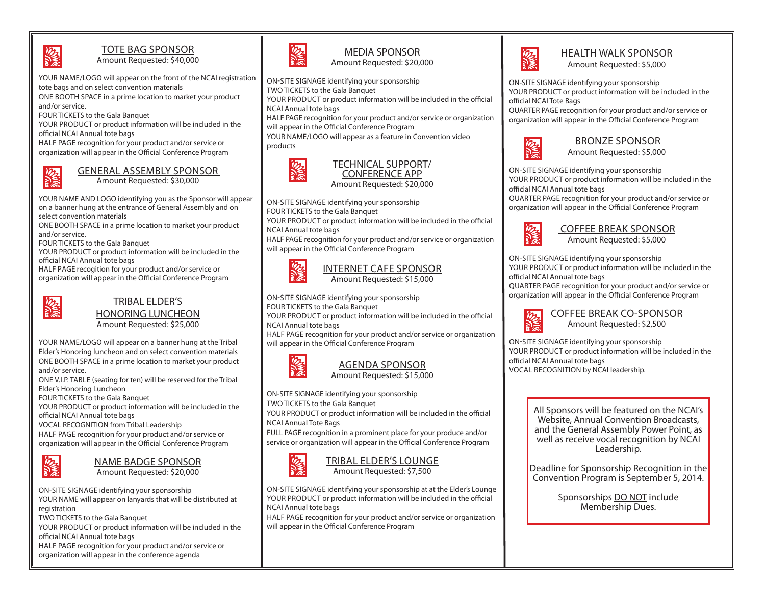## TOTE BAG SPONSOR

Amount Requested: $40,000

YOUR NAME/LOGO will appear on the front of the NCAI registration tote bags and on select convention materials
ONE BOOTH SPACE in a prime location to market your product and/or service.
FOUR TICKETS to the Gala Banquet
YOUR PRODUCT or product information will be included in the official NCAI Annual tote bags
HALF PAGE recognition for your product and/or service or organization will appear in the Official Conference Program

## GENERAL ASSEMBLY SPONSOR

Amount Requested: $30,000

YOUR NAME AND LOGO identifying you as the Sponsor will appear on a banner hung at the entrance of General Assembly and on select convention materials
ONE BOOTH SPACE in a prime location to market your product and/or service.
FOUR TICKETS to the Gala Banquet
YOUR PRODUCT or product information will be included in the official NCAI Annual tote bags
HALF PAGE recogition for your product and/or service or organization will appear in the Official Conference Program

## TRIBAL ELDER'S HONORING LUNCHEON

Amount Requested: $25,000

YOUR NAME/LOGO will appear on a banner hung at the Tribal Elder's Honoring luncheon and on select convention materials
ONE BOOTH SPACE in a prime location to market your product and/or service.
ONE V.I.P. TABLE (seating for ten) will be reserved for the Tribal Elder's Honoring Luncheon
FOUR TICKETS to the Gala Banquet
YOUR PRODUCT or product information will be included in the official NCAI Annual tote bags
VOCAL RECOGNITION from Tribal Leadership
HALF PAGE recognition for your product and/or service or organization will appear in the Official Conference Program

## NAME BADGE SPONSOR

Amount Requested: $20,000

ON-SITE SIGNAGE identifying your sponsorship
YOUR NAME will appear on lanyards that will be distributed at registration
TWO TICKETS to the Gala Banquet
YOUR PRODUCT or product information will be included in the official NCAI Annual tote bags
HALF PAGE recognition for your product and/or service or organization will appear in the conference agenda

## MEDIA SPONSOR

Amount Requested: $20,000

ON-SITE SIGNAGE identifying your sponsorship
TWO TICKETS to the Gala Banquet
YOUR PRODUCT or product information will be included in the official NCAI Annual tote bags
HALF PAGE recognition for your product and/or service or organization will appear in the Official Conference Program
YOUR NAME/LOGO will appear as a feature in Convention video products

## TECHNICAL SUPPORT/ CONFERENCE APP

Amount Requested: $20,000

ON-SITE SIGNAGE identifying your sponsorship
FOUR TICKETS to the Gala Banquet
YOUR PRODUCT or product information will be included in the official NCAI Annual tote bags
HALF PAGE recognition for your product and/or service or organization will appear in the Official Conference Program

## INTERNET CAFE SPONSOR

Amount Requested: $15,000

ON-SITE SIGNAGE identifying your sponsorship
FOUR TICKETS to the Gala Banquet
YOUR PRODUCT or product information will be included in the official NCAI Annual tote bags
HALF PAGE recognition for your product and/or service or organization will appear in the Official Conference Program

## AGENDA SPONSOR

Amount Requested: $15,000

ON-SITE SIGNAGE identifying your sponsorship
TWO TICKETS to the Gala Banquet
YOUR PRODUCT or product information will be included in the official NCAI Annual Tote Bags
FULL PAGE recognition in a prominent place for your produce and/or service or organization will appear in the Official Conference Program

## TRIBAL ELDER'S LOUNGE

Amount Requested: $7,500

ON-SITE SIGNAGE identifying your sponsorship at at the Elder's Lounge
YOUR PRODUCT or product information will be included in the official NCAI Annual tote bags
HALF PAGE recognition for your product and/or service or organization will appear in the Official Conference Program

## HEALTH WALK SPONSOR

Amount Requested: $5,000

ON-SITE SIGNAGE identifying your sponsorship
YOUR PRODUCT or product information will be included in the official NCAI Tote Bags
QUARTER PAGE recognition for your product and/or service or organization will appear in the Official Conference Program

## BRONZE SPONSOR

Amount Requested: $5,000

ON-SITE SIGNAGE identifying your sponsorship
YOUR PRODUCT or product information will be included in the official NCAI Annual tote bags
QUARTER PAGE recognition for your product and/or service or organization will appear in the Official Conference Program

## COFFEE BREAK SPONSOR

Amount Requested: $5,000

ON-SITE SIGNAGE identifying your sponsorship
YOUR PRODUCT or product information will be included in the official NCAI Annual tote bags
QUARTER PAGE recognition for your product and/or service or organization will appear in the Official Conference Program

## COFFEE BREAK CO-SPONSOR

Amount Requested: $2,500

ON-SITE SIGNAGE identifying your sponsorship
YOUR PRODUCT or product information will be included in the official NCAI Annual tote bags
VOCAL RECOGNITION by NCAI leadership.

All Sponsors will be featured on the NCAI's Website, Annual Convention Broadcasts, and the General Assembly Power Point, as well as receive vocal recognition by NCAI Leadership.

Deadline for Sponsorship Recognition in the Convention Program is September 5, 2014.

Sponsorships DO NOT include Membership Dues.